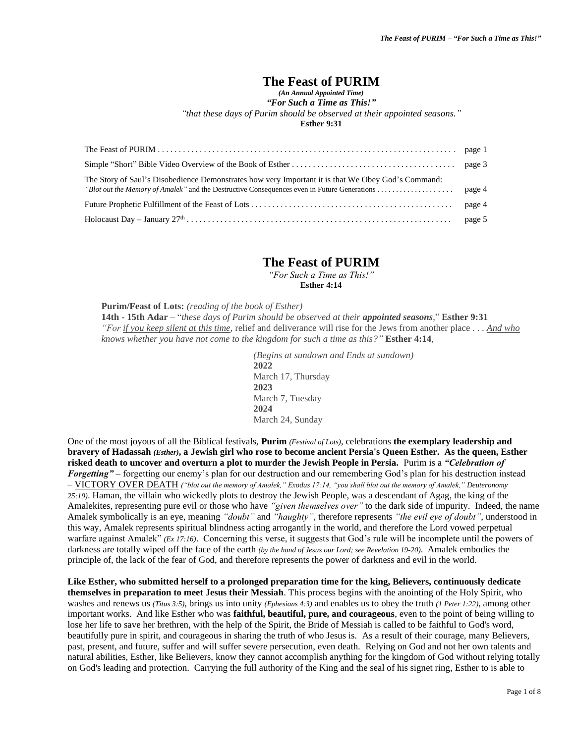# The Feast of PURIM

***(An Annual Appointed Time)***

***"For Such a Time as This!"***

*"that these days of Purim should be observed at their appointed seasons."*

**Esther 9:31**

| | |
|---|---|
| The Feast of PURIM | page 1 |
| Simple "Short" Bible Video Overview of the Book of Esther | page 3 |
| The Story of Saul's Disobedience Demonstrates how very Important it is that We Obey God's Command: *"Blot out the Memory of Amalek"* and the Destructive Consequences even in Future Generations | page 4 |
| Future Prophetic Fulfillment of the Feast of Lots | page 4 |
| Holocaust Day – January 27th | page 5 |

# The Feast of PURIM

*"For Such a Time as This!"*

**Esther 4:14**

**Purim/Feast of Lots:** *(reading of the book of Esther)*
**14th - 15th Adar** – "*these days of Purim should be observed at their **appointed seasons**,*" **Esther 9:31**
*"For <u>if you keep silent at this time</u>,* relief and deliverance will rise for the Jews from another place . . . *<u>And who knows whether you have not come to the kingdom for such a time as this</u>?"* **Esther 4:14**,

*(Begins at sundown and Ends at sundown)*
**2022**
March 17, Thursday
**2023**
March 7, Tuesday
**2024**
March 24, Sunday

One of the most joyous of all the Biblical festivals, **Purim** *(Festival of Lots)*, celebrations **the exemplary leadership and bravery of Hadassah *(Esther)*, a Jewish girl who rose to become ancient Persia's Queen Esther. As the queen, Esther risked death to uncover and overturn a plot to murder the Jewish People in Persia.** Purim is a ***"Celebration of Forgetting"*** – forgetting our enemy's plan for our destruction and our remembering God's plan for his destruction instead – <u>VICTORY OVER DEATH</u> *("blot out the memory of Amalek," Exodus 17:14, "you shall blot out the memory of Amalek," Deuteronomy 25:19)*. Haman, the villain who wickedly plots to destroy the Jewish People, was a descendant of Agag, the king of the Amalekites, representing pure evil or those who have *"given themselves over"* to the dark side of impurity. Indeed, the name Amalek symbolically is an eye, meaning *"doubt"* and *"haughty"*, therefore represents *"the evil eye of doubt"*, understood in this way, Amalek represents spiritual blindness acting arrogantly in the world, and therefore the Lord vowed perpetual warfare against Amalek" *(Ex 17:16)*. Concerning this verse, it suggests that God's rule will be incomplete until the powers of darkness are totally wiped off the face of the earth *(by the hand of Jesus our Lord; see Revelation 19-20)*. Amalek embodies the principle of, the lack of the fear of God, and therefore represents the power of darkness and evil in the world.

**Like Esther, who submitted herself to a prolonged preparation time for the king, Believers, continuously dedicate themselves in preparation to meet Jesus their Messiah**. This process begins with the anointing of the Holy Spirit, who washes and renews us *(Titus 3:5)*, brings us into unity *(Ephesians 4:3)* and enables us to obey the truth *(1 Peter 1:22)*, among other important works. And like Esther who was **faithful, beautiful, pure, and courageous**, even to the point of being willing to lose her life to save her brethren, with the help of the Spirit, the Bride of Messiah is called to be faithful to God's word, beautifully pure in spirit, and courageous in sharing the truth of who Jesus is. As a result of their courage, many Believers, past, present, and future, suffer and will suffer severe persecution, even death. Relying on God and not her own talents and natural abilities, Esther, like Believers, know they cannot accomplish anything for the kingdom of God without relying totally on God's leading and protection. Carrying the full authority of the King and the seal of his signet ring, Esther to is able to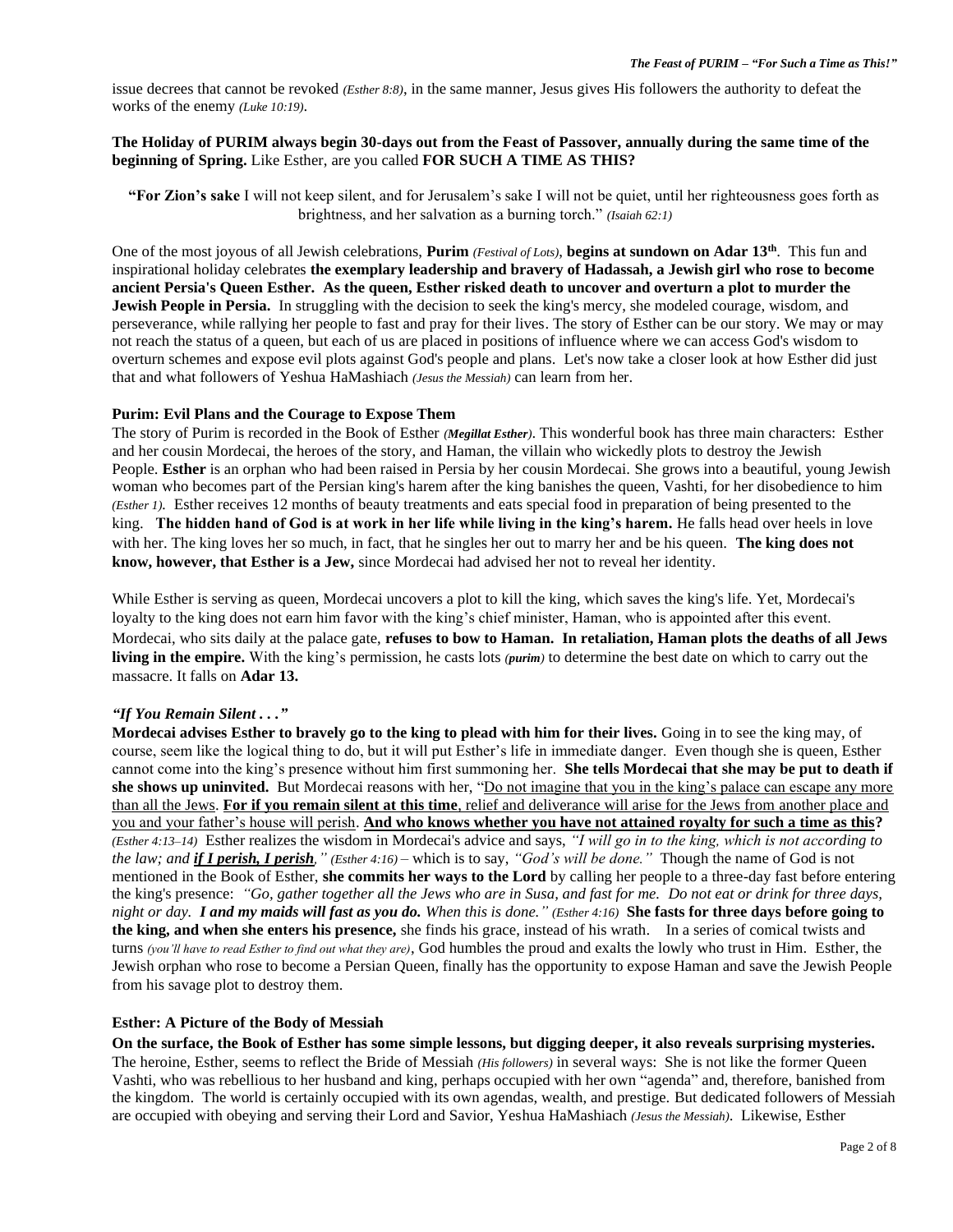issue decrees that cannot be revoked *(Esther 8:8)*, in the same manner, Jesus gives His followers the authority to defeat the works of the enemy *(Luke 10:19)*.

**The Holiday of PURIM always begin 30-days out from the Feast of Passover, annually during the same time of the beginning of Spring.** Like Esther, are you called **FOR SUCH A TIME AS THIS?**

> **"For Zion's sake** I will not keep silent, and for Jerusalem's sake I will not be quiet, until her righteousness goes forth as brightness, and her salvation as a burning torch." *(Isaiah 62:1)*

One of the most joyous of all Jewish celebrations, **Purim** *(Festival of Lots)*, **begins at sundown on Adar 13th**. This fun and inspirational holiday celebrates **the exemplary leadership and bravery of Hadassah, a Jewish girl who rose to become ancient Persia's Queen Esther. As the queen, Esther risked death to uncover and overturn a plot to murder the Jewish People in Persia.** In struggling with the decision to seek the king's mercy, she modeled courage, wisdom, and perseverance, while rallying her people to fast and pray for their lives. The story of Esther can be our story. We may or may not reach the status of a queen, but each of us are placed in positions of influence where we can access God's wisdom to overturn schemes and expose evil plots against God's people and plans. Let's now take a closer look at how Esther did just that and what followers of Yeshua HaMashiach *(Jesus the Messiah)* can learn from her.

**Purim: Evil Plans and the Courage to Expose Them**

The story of Purim is recorded in the Book of Esther ***(Megillat Esther)***. This wonderful book has three main characters: Esther and her cousin Mordecai, the heroes of the story, and Haman, the villain who wickedly plots to destroy the Jewish People. **Esther** is an orphan who had been raised in Persia by her cousin Mordecai. She grows into a beautiful, young Jewish woman who becomes part of the Persian king's harem after the king banishes the queen, Vashti, for her disobedience to him *(Esther 1)*. Esther receives 12 months of beauty treatments and eats special food in preparation of being presented to the king. **The hidden hand of God is at work in her life while living in the king's harem.** He falls head over heels in love with her. The king loves her so much, in fact, that he singles her out to marry her and be his queen. **The king does not know, however, that Esther is a Jew,** since Mordecai had advised her not to reveal her identity.

While Esther is serving as queen, Mordecai uncovers a plot to kill the king, which saves the king's life. Yet, Mordecai's loyalty to the king does not earn him favor with the king's chief minister, Haman, who is appointed after this event. Mordecai, who sits daily at the palace gate, **refuses to bow to Haman. In retaliation, Haman plots the deaths of all Jews living in the empire.** With the king's permission, he casts lots ***(purim)*** to determine the best date on which to carry out the massacre. It falls on **Adar 13.**

***"If You Remain Silent . . ."***

**Mordecai advises Esther to bravely go to the king to plead with him for their lives.** Going in to see the king may, of course, seem like the logical thing to do, but it will put Esther's life in immediate danger. Even though she is queen, Esther cannot come into the king's presence without him first summoning her. **She tells Mordecai that she may be put to death if she shows up uninvited.** But Mordecai reasons with her, "<u>Do not imagine that you in the king's palace can escape any more than all the Jews</u>. <u>**For if you remain silent at this time**, relief and deliverance will arise for the Jews from another place and you and your father's house will perish</u>. <u>**And who knows whether you have not attained royalty for such a time as this**</u>**?** *(Esther 4:13–14)* Esther realizes the wisdom in Mordecai's advice and says, *"I will go in to the king, which is not according to the law; and **<u>if I perish, I perish</u>**," (Esther 4:16)* – which is to say, *"God's will be done."* Though the name of God is not mentioned in the Book of Esther, **she commits her ways to the Lord** by calling her people to a three-day fast before entering the king's presence: *"Go, gather together all the Jews who are in Susa, and fast for me. Do not eat or drink for three days, night or day. **I and my maids will fast as you do.** When this is done." (Esther 4:16)* **She fasts for three days before going to the king, and when she enters his presence,** she finds his grace, instead of his wrath. In a series of comical twists and turns *(you'll have to read Esther to find out what they are)*, God humbles the proud and exalts the lowly who trust in Him. Esther, the Jewish orphan who rose to become a Persian Queen, finally has the opportunity to expose Haman and save the Jewish People from his savage plot to destroy them.

**Esther: A Picture of the Body of Messiah**

**On the surface, the Book of Esther has some simple lessons, but digging deeper, it also reveals surprising mysteries.** The heroine, Esther, seems to reflect the Bride of Messiah *(His followers)* in several ways: She is not like the former Queen Vashti, who was rebellious to her husband and king, perhaps occupied with her own "agenda" and, therefore, banished from the kingdom. The world is certainly occupied with its own agendas, wealth, and prestige. But dedicated followers of Messiah are occupied with obeying and serving their Lord and Savior, Yeshua HaMashiach *(Jesus the Messiah)*. Likewise, Esther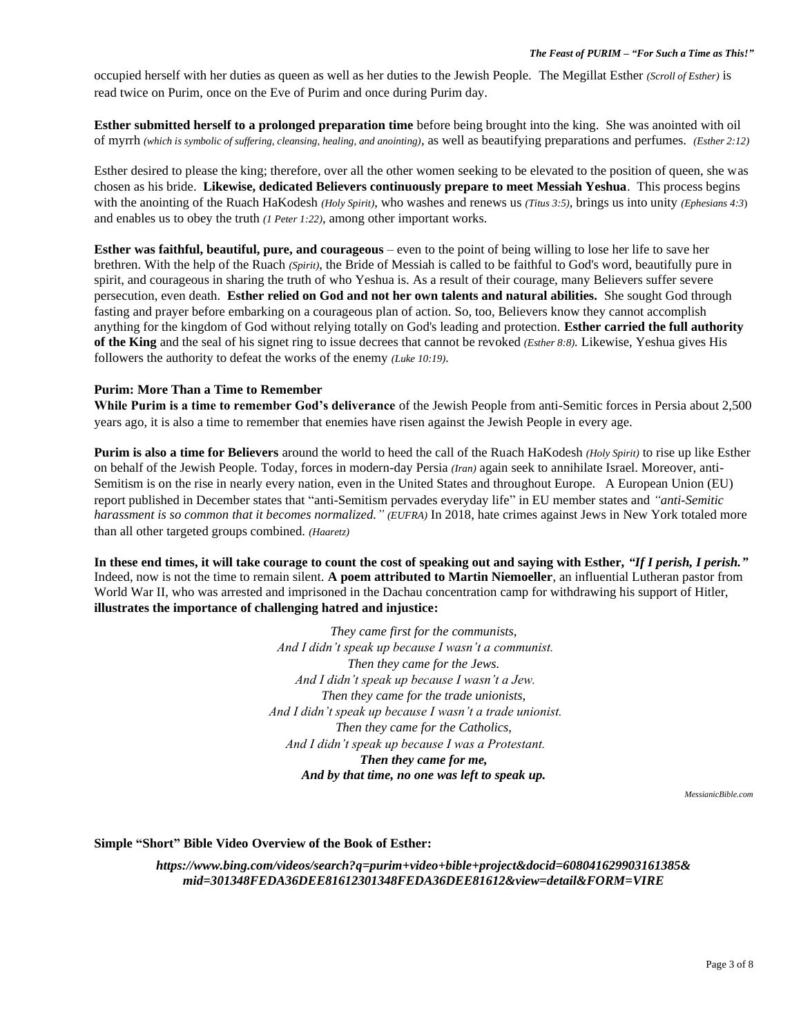occupied herself with her duties as queen as well as her duties to the Jewish People. The Megillat Esther *(Scroll of Esther)* is read twice on Purim, once on the Eve of Purim and once during Purim day.

**Esther submitted herself to a prolonged preparation time** before being brought into the king. She was anointed with oil of myrrh *(which is symbolic of suffering, cleansing, healing, and anointing)*, as well as beautifying preparations and perfumes. *(Esther 2:12)*

Esther desired to please the king; therefore, over all the other women seeking to be elevated to the position of queen, she was chosen as his bride. **Likewise, dedicated Believers continuously prepare to meet Messiah Yeshua**. This process begins with the anointing of the Ruach HaKodesh *(Holy Spirit)*, who washes and renews us *(Titus 3:5)*, brings us into unity *(Ephesians 4:3*) and enables us to obey the truth *(1 Peter 1:22)*, among other important works.

**Esther was faithful, beautiful, pure, and courageous** – even to the point of being willing to lose her life to save her brethren. With the help of the Ruach *(Spirit)*, the Bride of Messiah is called to be faithful to God's word, beautifully pure in spirit, and courageous in sharing the truth of who Yeshua is. As a result of their courage, many Believers suffer severe persecution, even death. **Esther relied on God and not her own talents and natural abilities.** She sought God through fasting and prayer before embarking on a courageous plan of action. So, too, Believers know they cannot accomplish anything for the kingdom of God without relying totally on God's leading and protection. **Esther carried the full authority of the King** and the seal of his signet ring to issue decrees that cannot be revoked *(Esther 8:8).* Likewise, Yeshua gives His followers the authority to defeat the works of the enemy *(Luke 10:19).*

**Purim: More Than a Time to Remember**

**While Purim is a time to remember God's deliverance** of the Jewish People from anti-Semitic forces in Persia about 2,500 years ago, it is also a time to remember that enemies have risen against the Jewish People in every age.

**Purim is also a time for Believers** around the world to heed the call of the Ruach HaKodesh *(Holy Spirit)* to rise up like Esther on behalf of the Jewish People. Today, forces in modern-day Persia *(Iran)* again seek to annihilate Israel. Moreover, anti-Semitism is on the rise in nearly every nation, even in the United States and throughout Europe. A European Union (EU) report published in December states that "anti-Semitism pervades everyday life" in EU member states and *"anti-Semitic harassment is so common that it becomes normalized." (EUFRA)* In 2018, hate crimes against Jews in New York totaled more than all other targeted groups combined. *(Haaretz)*

**In these end times, it will take courage to count the cost of speaking out and saying with Esther, *"If I perish, I perish."*** Indeed, now is not the time to remain silent. **A poem attributed to Martin Niemoeller**, an influential Lutheran pastor from World War II, who was arrested and imprisoned in the Dachau concentration camp for withdrawing his support of Hitler, **illustrates the importance of challenging hatred and injustice:**

*They came first for the communists,*
*And I didn't speak up because I wasn't a communist.*
*Then they came for the Jews.*
*And I didn't speak up because I wasn't a Jew.*
*Then they came for the trade unionists,*
*And I didn't speak up because I wasn't a trade unionist.*
*Then they came for the Catholics,*
*And I didn't speak up because I was a Protestant.*
***Then they came for me,***
***And by that time, no one was left to speak up.***

*MessianicBible.com*

**Simple "Short" Bible Video Overview of the Book of Esther:**

***https://www.bing.com/videos/search?q=purim+video+bible+project&docid=608041629903161385&mid=301348FEDA36DEE81612301348FEDA36DEE81612&view=detail&FORM=VIRE***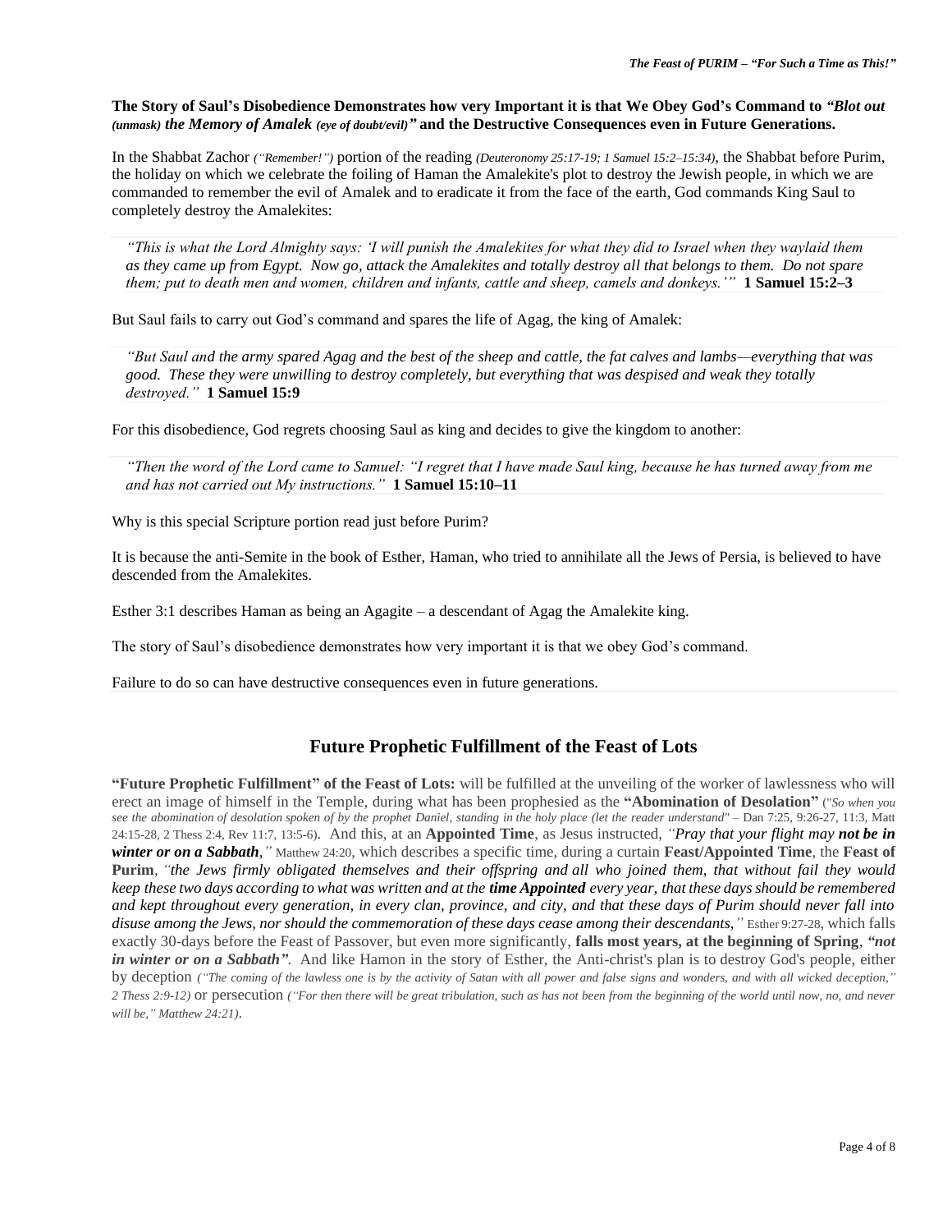**The Story of Saul's Disobedience Demonstrates how very Important it is that We Obey God's Command to *"Blot out (unmask) the Memory of Amalek (eye of doubt/evil)"* and the Destructive Consequences even in Future Generations.**

In the Shabbat Zachor *("Remember!")* portion of the reading *(Deuteronomy 25:17-19; 1 Samuel 15:2–15:34)*, the Shabbat before Purim, the holiday on which we celebrate the foiling of Haman the Amalekite's plot to destroy the Jewish people, in which we are commanded to remember the evil of Amalek and to eradicate it from the face of the earth, God commands King Saul to completely destroy the Amalekites:

> *"This is what the Lord Almighty says: 'I will punish the Amalekites for what they did to Israel when they waylaid them as they came up from Egypt. Now go, attack the Amalekites and totally destroy all that belongs to them. Do not spare them; put to death men and women, children and infants, cattle and sheep, camels and donkeys.'"* **1 Samuel 15:2–3**

But Saul fails to carry out God's command and spares the life of Agag, the king of Amalek:

> *"But Saul and the army spared Agag and the best of the sheep and cattle, the fat calves and lambs—everything that was good. These they were unwilling to destroy completely, but everything that was despised and weak they totally destroyed."* **1 Samuel 15:9**

For this disobedience, God regrets choosing Saul as king and decides to give the kingdom to another:

> *"Then the word of the Lord came to Samuel: "I regret that I have made Saul king, because he has turned away from me and has not carried out My instructions."* **1 Samuel 15:10–11**

Why is this special Scripture portion read just before Purim?

It is because the anti-Semite in the book of Esther, Haman, who tried to annihilate all the Jews of Persia, is believed to have descended from the Amalekites.

Esther 3:1 describes Haman as being an Agagite – a descendant of Agag the Amalekite king.

The story of Saul's disobedience demonstrates how very important it is that we obey God's command.

Failure to do so can have destructive consequences even in future generations.

## Future Prophetic Fulfillment of the Feast of Lots

**"Future Prophetic Fulfillment" of the Feast of Lots:** will be fulfilled at the unveiling of the worker of lawlessness who will erect an image of himself in the Temple, during what has been prophesied as the **"Abomination of Desolation"** (*"So when you see the abomination of desolation spoken of by the prophet Daniel, standing in the holy place (let the reader understand"* – Dan 7:25, 9:26-27, 11:3, Matt 24:15-28, 2 Thess 2:4, Rev 11:7, 13:5-6). And this, at an **Appointed Time**, as Jesus instructed, *"Pray that your flight may **not be in winter or on a Sabbath**,"* Matthew 24:20, which describes a specific time, during a curtain **Feast/Appointed Time**, the **Feast of Purim**, *"the Jews firmly obligated themselves and their offspring and all who joined them, that without fail they would keep these two days according to what was written and at the **time Appointed** every year, that these days should be remembered and kept throughout every generation, in every clan, province, and city, and that these days of Purim should never fall into disuse among the Jews, nor should the commemoration of these days cease among their descendants,"* Esther 9:27-28, which falls exactly 30-days before the Feast of Passover, but even more significantly, **falls most years, at the beginning of Spring**, ***"not in winter or on a Sabbath"***. And like Hamon in the story of Esther, the Anti-christ's plan is to destroy God's people, either by deception *("The coming of the lawless one is by the activity of Satan with all power and false signs and wonders, and with all wicked deception," 2 Thess 2:9-12)* or persecution *("For then there will be great tribulation, such as has not been from the beginning of the world until now, no, and never will be," Matthew 24:21)*.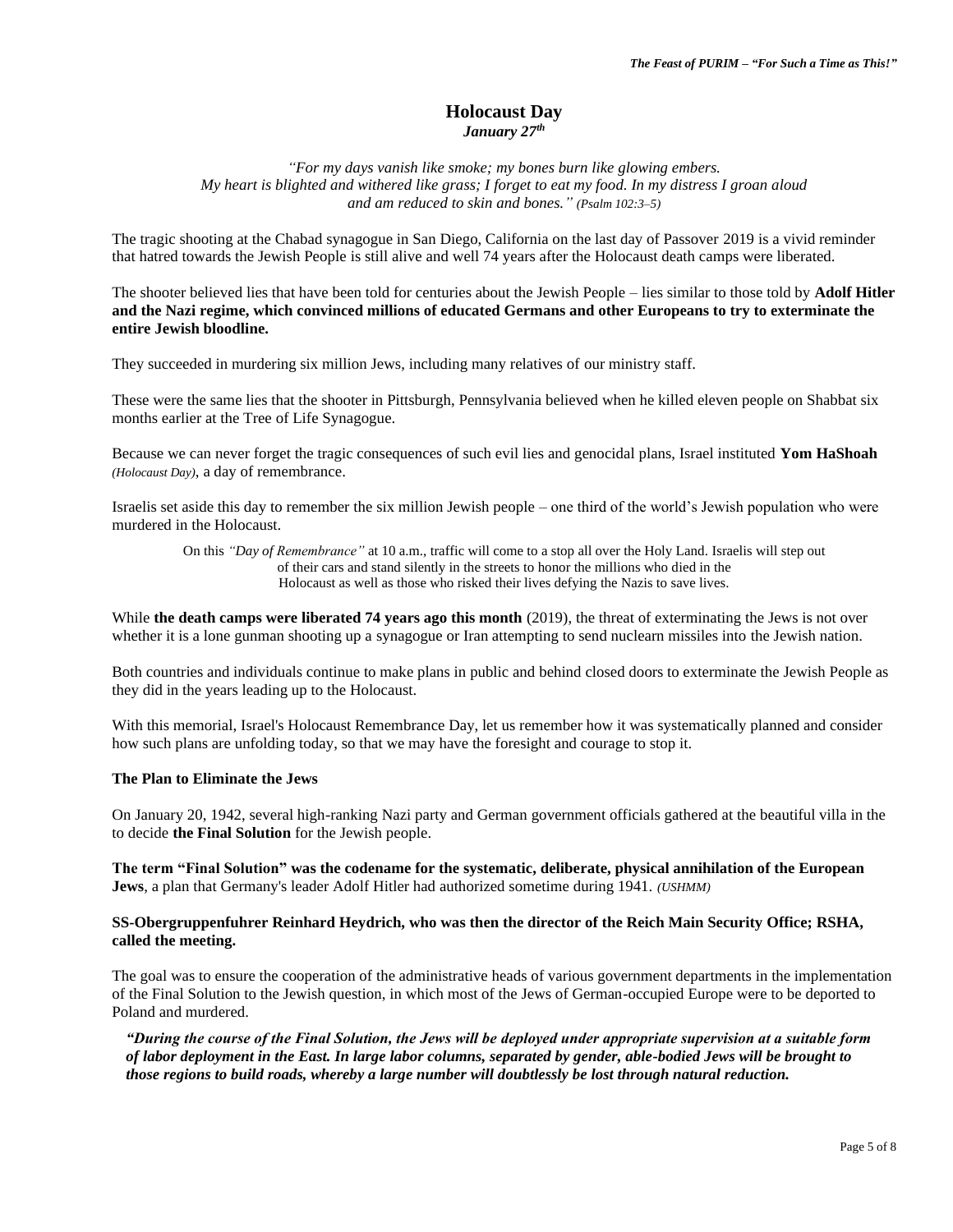# Holocaust Day

***January 27th***

*"For my days vanish like smoke; my bones burn like glowing embers. My heart is blighted and withered like grass; I forget to eat my food. In my distress I groan aloud and am reduced to skin and bones." (Psalm 102:3–5)*

The tragic shooting at the Chabad synagogue in San Diego, California on the last day of Passover 2019 is a vivid reminder that hatred towards the Jewish People is still alive and well 74 years after the Holocaust death camps were liberated.

The shooter believed lies that have been told for centuries about the Jewish People – lies similar to those told by **Adolf Hitler and the Nazi regime, which convinced millions of educated Germans and other Europeans to try to exterminate the entire Jewish bloodline.**

They succeeded in murdering six million Jews, including many relatives of our ministry staff.

These were the same lies that the shooter in Pittsburgh, Pennsylvania believed when he killed eleven people on Shabbat six months earlier at the Tree of Life Synagogue.

Because we can never forget the tragic consequences of such evil lies and genocidal plans, Israel instituted **Yom HaShoah** *(Holocaust Day)*, a day of remembrance.

Israelis set aside this day to remember the six million Jewish people – one third of the world's Jewish population who were murdered in the Holocaust.

> On this *"Day of Remembrance"* at 10 a.m., traffic will come to a stop all over the Holy Land. Israelis will step out of their cars and stand silently in the streets to honor the millions who died in the Holocaust as well as those who risked their lives defying the Nazis to save lives.

While **the death camps were liberated 74 years ago this month** (2019), the threat of exterminating the Jews is not over whether it is a lone gunman shooting up a synagogue or Iran attempting to send nuclearn missiles into the Jewish nation.

Both countries and individuals continue to make plans in public and behind closed doors to exterminate the Jewish People as they did in the years leading up to the Holocaust.

With this memorial, Israel's Holocaust Remembrance Day, let us remember how it was systematically planned and consider how such plans are unfolding today, so that we may have the foresight and courage to stop it.

**The Plan to Eliminate the Jews**

On January 20, 1942, several high-ranking Nazi party and German government officials gathered at the beautiful villa in the to decide **the Final Solution** for the Jewish people.

**The term "Final Solution" was the codename for the systematic, deliberate, physical annihilation of the European Jews**, a plan that Germany's leader Adolf Hitler had authorized sometime during 1941. *(USHMM)*

**SS-Obergruppenfuhrer Reinhard Heydrich, who was then the director of the Reich Main Security Office; RSHA, called the meeting.**

The goal was to ensure the cooperation of the administrative heads of various government departments in the implementation of the Final Solution to the Jewish question, in which most of the Jews of German-occupied Europe were to be deported to Poland and murdered.

> ***"During the course of the Final Solution, the Jews will be deployed under appropriate supervision at a suitable form of labor deployment in the East. In large labor columns, separated by gender, able-bodied Jews will be brought to those regions to build roads, whereby a large number will doubtlessly be lost through natural reduction.***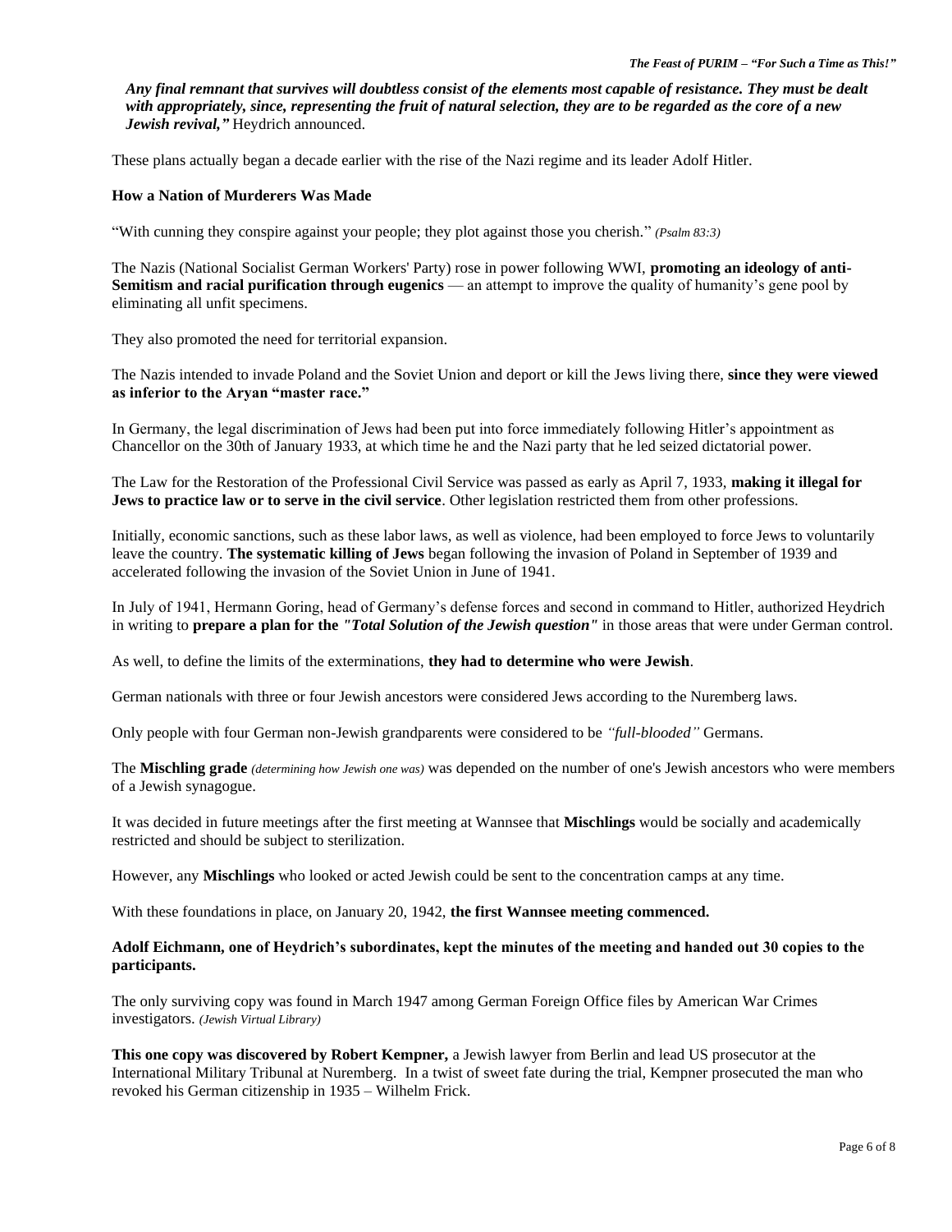***Any final remnant that survives will doubtless consist of the elements most capable of resistance. They must be dealt with appropriately, since, representing the fruit of natural selection, they are to be regarded as the core of a new Jewish revival,"*** Heydrich announced.

These plans actually began a decade earlier with the rise of the Nazi regime and its leader Adolf Hitler.

**How a Nation of Murderers Was Made**

"With cunning they conspire against your people; they plot against those you cherish." *(Psalm 83:3)*

The Nazis (National Socialist German Workers' Party) rose in power following WWI, **promoting an ideology of anti-Semitism and racial purification through eugenics** — an attempt to improve the quality of humanity's gene pool by eliminating all unfit specimens.

They also promoted the need for territorial expansion.

The Nazis intended to invade Poland and the Soviet Union and deport or kill the Jews living there, **since they were viewed as inferior to the Aryan "master race."**

In Germany, the legal discrimination of Jews had been put into force immediately following Hitler's appointment as Chancellor on the 30th of January 1933, at which time he and the Nazi party that he led seized dictatorial power.

The Law for the Restoration of the Professional Civil Service was passed as early as April 7, 1933, **making it illegal for Jews to practice law or to serve in the civil service**. Other legislation restricted them from other professions.

Initially, economic sanctions, such as these labor laws, as well as violence, had been employed to force Jews to voluntarily leave the country. **The systematic killing of Jews** began following the invasion of Poland in September of 1939 and accelerated following the invasion of the Soviet Union in June of 1941.

In July of 1941, Hermann Goring, head of Germany's defense forces and second in command to Hitler, authorized Heydrich in writing to **prepare a plan for the *"Total Solution of the Jewish question"*** in those areas that were under German control.

As well, to define the limits of the exterminations, **they had to determine who were Jewish**.

German nationals with three or four Jewish ancestors were considered Jews according to the Nuremberg laws.

Only people with four German non-Jewish grandparents were considered to be *"full-blooded"* Germans.

The **Mischling grade** *(determining how Jewish one was)* was depended on the number of one's Jewish ancestors who were members of a Jewish synagogue.

It was decided in future meetings after the first meeting at Wannsee that **Mischlings** would be socially and academically restricted and should be subject to sterilization.

However, any **Mischlings** who looked or acted Jewish could be sent to the concentration camps at any time.

With these foundations in place, on January 20, 1942, **the first Wannsee meeting commenced.**

**Adolf Eichmann, one of Heydrich's subordinates, kept the minutes of the meeting and handed out 30 copies to the participants.**

The only surviving copy was found in March 1947 among German Foreign Office files by American War Crimes investigators. *(Jewish Virtual Library)*

**This one copy was discovered by Robert Kempner,** a Jewish lawyer from Berlin and lead US prosecutor at the International Military Tribunal at Nuremberg. In a twist of sweet fate during the trial, Kempner prosecuted the man who revoked his German citizenship in 1935 – Wilhelm Frick.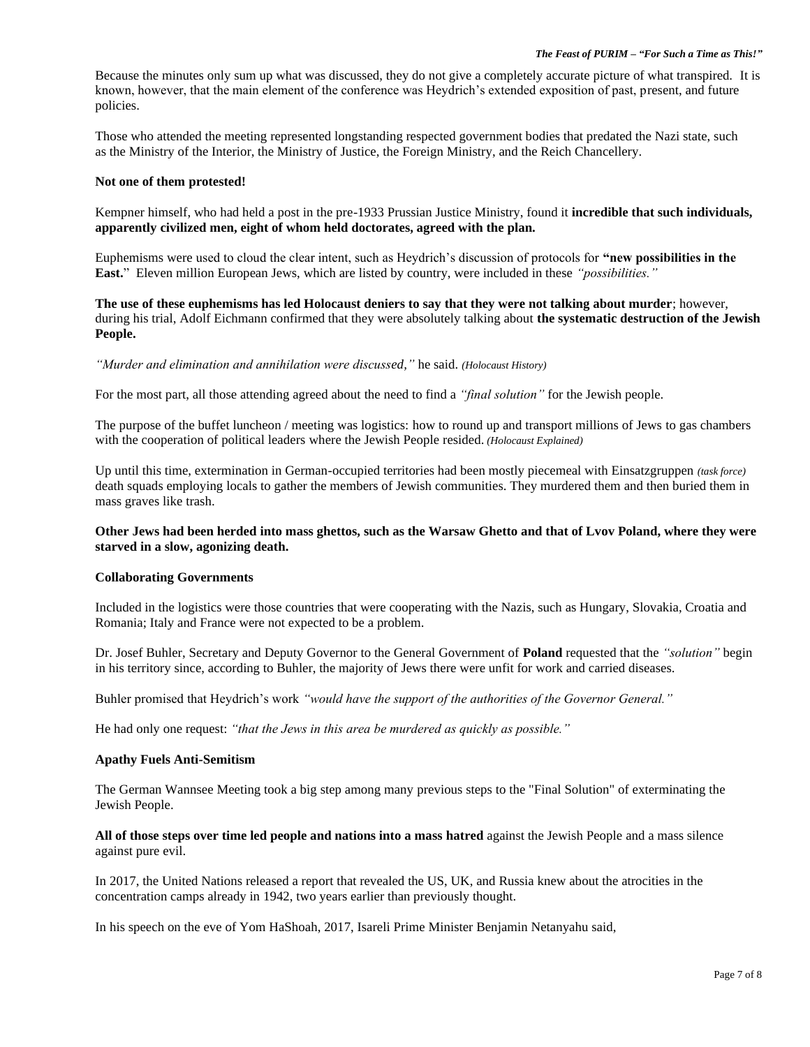Because the minutes only sum up what was discussed, they do not give a completely accurate picture of what transpired. It is known, however, that the main element of the conference was Heydrich's extended exposition of past, present, and future policies.

Those who attended the meeting represented longstanding respected government bodies that predated the Nazi state, such as the Ministry of the Interior, the Ministry of Justice, the Foreign Ministry, and the Reich Chancellery.

**Not one of them protested!**

Kempner himself, who had held a post in the pre-1933 Prussian Justice Ministry, found it **incredible that such individuals, apparently civilized men, eight of whom held doctorates, agreed with the plan.**

Euphemisms were used to cloud the clear intent, such as Heydrich's discussion of protocols for **"new possibilities in the East.**" Eleven million European Jews, which are listed by country, were included in these *"possibilities."*

**The use of these euphemisms has led Holocaust deniers to say that they were not talking about murder**; however, during his trial, Adolf Eichmann confirmed that they were absolutely talking about **the systematic destruction of the Jewish People.**

*"Murder and elimination and annihilation were discussed,"* he said. *(Holocaust History)*

For the most part, all those attending agreed about the need to find a *"final solution"* for the Jewish people.

The purpose of the buffet luncheon / meeting was logistics: how to round up and transport millions of Jews to gas chambers with the cooperation of political leaders where the Jewish People resided. *(Holocaust Explained)*

Up until this time, extermination in German-occupied territories had been mostly piecemeal with Einsatzgruppen *(task force)* death squads employing locals to gather the members of Jewish communities. They murdered them and then buried them in mass graves like trash.

**Other Jews had been herded into mass ghettos, such as the Warsaw Ghetto and that of Lvov Poland, where they were starved in a slow, agonizing death.**

**Collaborating Governments**

Included in the logistics were those countries that were cooperating with the Nazis, such as Hungary, Slovakia, Croatia and Romania; Italy and France were not expected to be a problem.

Dr. Josef Buhler, Secretary and Deputy Governor to the General Government of **Poland** requested that the *"solution"* begin in his territory since, according to Buhler, the majority of Jews there were unfit for work and carried diseases.

Buhler promised that Heydrich's work *"would have the support of the authorities of the Governor General."*

He had only one request: *"that the Jews in this area be murdered as quickly as possible."*

**Apathy Fuels Anti-Semitism**

The German Wannsee Meeting took a big step among many previous steps to the "Final Solution" of exterminating the Jewish People.

**All of those steps over time led people and nations into a mass hatred** against the Jewish People and a mass silence against pure evil.

In 2017, the United Nations released a report that revealed the US, UK, and Russia knew about the atrocities in the concentration camps already in 1942, two years earlier than previously thought.

In his speech on the eve of Yom HaShoah, 2017, Isareli Prime Minister Benjamin Netanyahu said,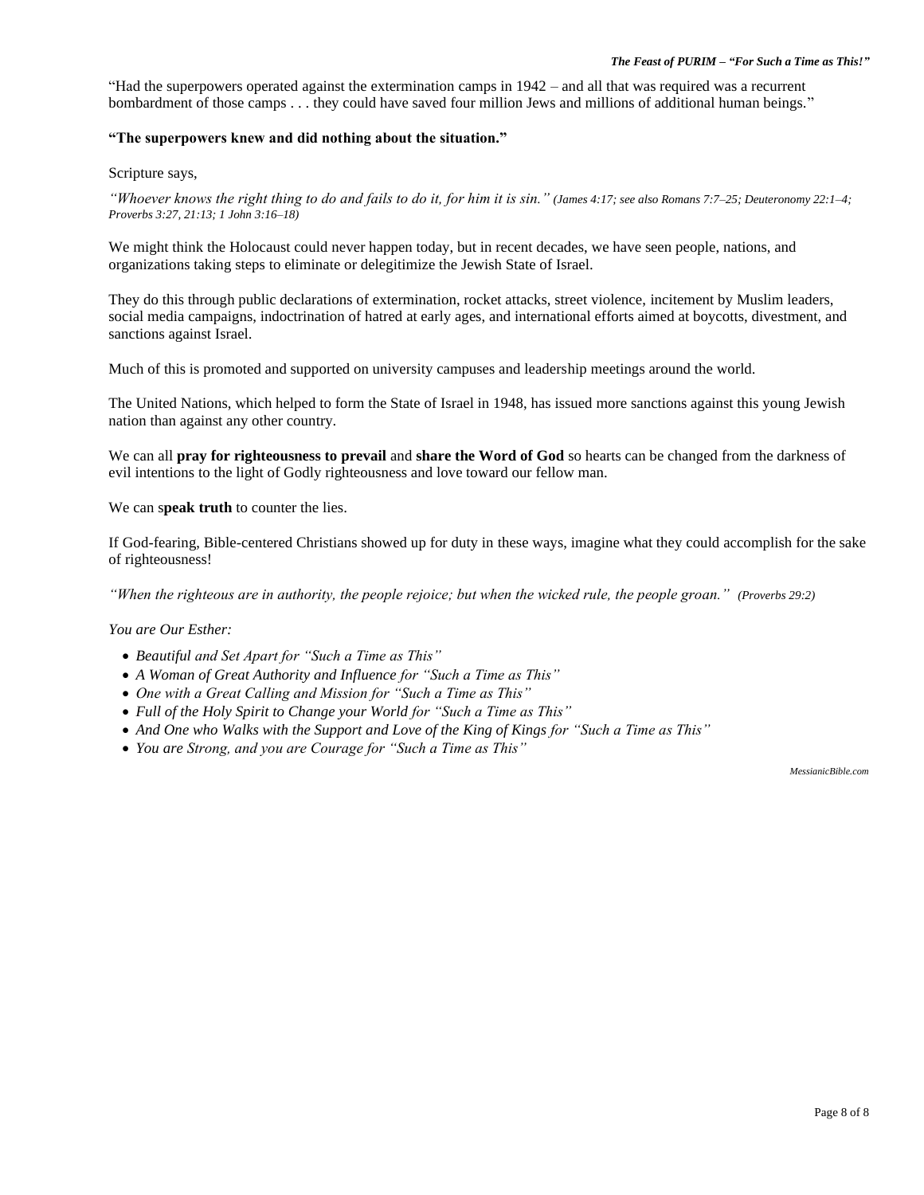"Had the superpowers operated against the extermination camps in 1942 – and all that was required was a recurrent bombardment of those camps . . . they could have saved four million Jews and millions of additional human beings."

**"The superpowers knew and did nothing about the situation."**

Scripture says,

*"Whoever knows the right thing to do and fails to do it, for him it is sin."* *(James 4:17; see also Romans 7:7–25; Deuteronomy 22:1–4; Proverbs 3:27, 21:13; 1 John 3:16–18)*

We might think the Holocaust could never happen today, but in recent decades, we have seen people, nations, and organizations taking steps to eliminate or delegitimize the Jewish State of Israel.

They do this through public declarations of extermination, rocket attacks, street violence, incitement by Muslim leaders, social media campaigns, indoctrination of hatred at early ages, and international efforts aimed at boycotts, divestment, and sanctions against Israel.

Much of this is promoted and supported on university campuses and leadership meetings around the world.

The United Nations, which helped to form the State of Israel in 1948, has issued more sanctions against this young Jewish nation than against any other country.

We can all **pray for righteousness to prevail** and **share the Word of God** so hearts can be changed from the darkness of evil intentions to the light of Godly righteousness and love toward our fellow man.

We can s**peak truth** to counter the lies.

If God-fearing, Bible-centered Christians showed up for duty in these ways, imagine what they could accomplish for the sake of righteousness!

*"When the righteous are in authority, the people rejoice; but when the wicked rule, the people groan."* *(Proverbs 29:2)*

*You are Our Esther:*

- *Beautiful and Set Apart for "Such a Time as This"*
- *A Woman of Great Authority and Influence for "Such a Time as This"*
- *One with a Great Calling and Mission for "Such a Time as This"*
- *Full of the Holy Spirit to Change your World for "Such a Time as This"*
- *And One who Walks with the Support and Love of the King of Kings for "Such a Time as This"*
- *You are Strong, and you are Courage for "Such a Time as This"*

*MessianicBible.com*